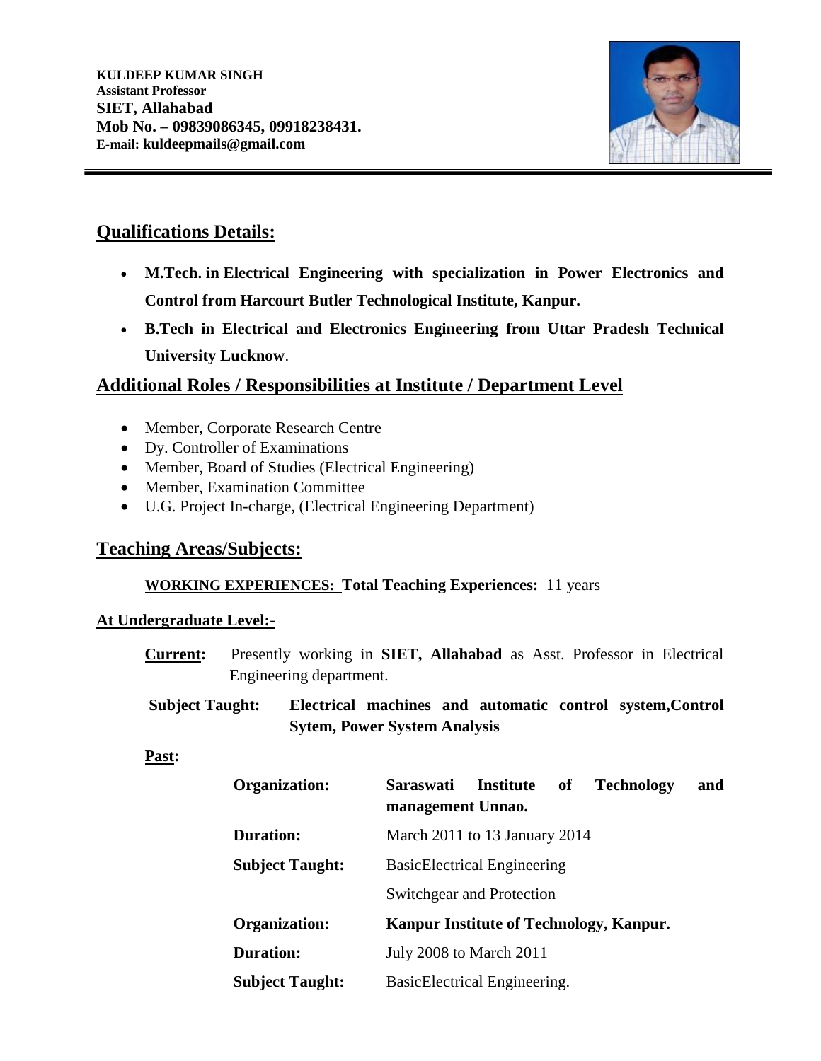**KULDEEP KUMAR SINGH**
**Assistant Professor**
**SIET, Allahabad**
**Mob No. – 09839086345, 09918238431.**
**E-mail: kuldeepmails@gmail.com**

---

## Qualifications Details:

- **M.Tech. in Electrical Engineering with specialization in Power Electronics and Control from Harcourt Butler Technological Institute, Kanpur.**
- **B.Tech in Electrical and Electronics Engineering from Uttar Pradesh Technical University Lucknow**.

## Additional Roles / Responsibilities at Institute / Department Level

- Member, Corporate Research Centre
- Dy. Controller of Examinations
- Member, Board of Studies (Electrical Engineering)
- Member, Examination Committee
- U.G. Project In-charge, (Electrical Engineering Department)

## Teaching Areas/Subjects:

**WORKING EXPERIENCES: Total Teaching Experiences:** 11 years

**At Undergraduate Level:-**

**Current:** Presently working in **SIET, Allahabad** as Asst. Professor in Electrical Engineering department.

**Subject Taught:** **Electrical machines and automatic control system,Control Sytem, Power System Analysis**

**Past:**

| | |
|---|---|
| **Organization:** | **Saraswati Institute of Technology and management Unnao.** |
| **Duration:** | March 2011 to 13 January 2014 |
| **Subject Taught:** | BasicElectrical Engineering |
| | Switchgear and Protection |
| **Organization:** | **Kanpur Institute of Technology, Kanpur.** |
| **Duration:** | July 2008 to March 2011 |
| **Subject Taught:** | BasicElectrical Engineering. |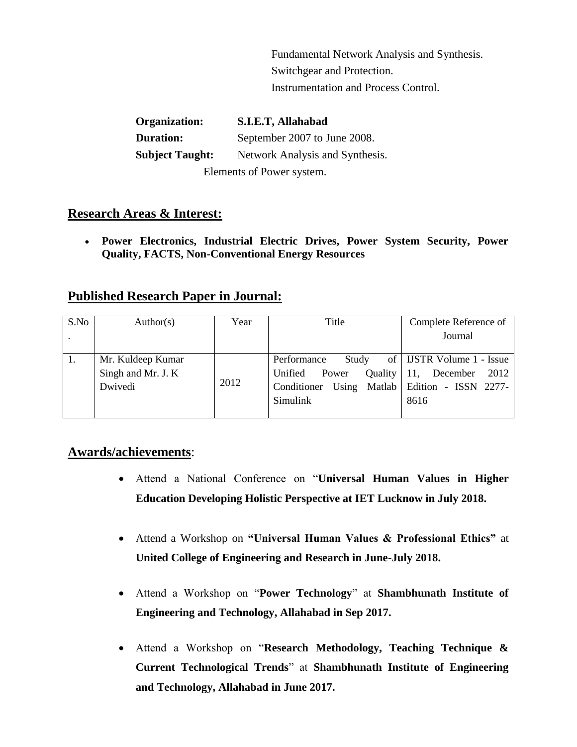Fundamental Network Analysis and Synthesis.
Switchgear and Protection.
Instrumentation and Process Control.

**Organization:** **S.I.E.T, Allahabad**
**Duration:** September 2007 to June 2008.
**Subject Taught:** Network Analysis and Synthesis.
Elements of Power system.

## Research Areas & Interest:

- **Power Electronics, Industrial Electric Drives, Power System Security, Power Quality, FACTS, Non-Conventional Energy Resources**

## Published Research Paper in Journal:

| S.No. | Author(s) | Year | Title | Complete Reference of Journal |
|---|---|---|---|---|
| 1. | Mr. Kuldeep Kumar Singh and Mr. J. K Dwivedi | 2012 | Performance Study of Unified Power Quality Conditioner Using Matlab Simulink | IJSTR Volume 1 - Issue 11, December 2012 Edition - ISSN 2277-8616 |

## Awards/achievements:

- Attend a National Conference on "**Universal Human Values in Higher Education Developing Holistic Perspective at IET Lucknow in July 2018.**"
- Attend a Workshop on **"Universal Human Values & Professional Ethics"** at **United College of Engineering and Research in June-July 2018.**
- Attend a Workshop on "**Power Technology**" at **Shambhunath Institute of Engineering and Technology, Allahabad in Sep 2017.**
- Attend a Workshop on "**Research Methodology, Teaching Technique & Current Technological Trends**" at **Shambhunath Institute of Engineering and Technology, Allahabad in June 2017.**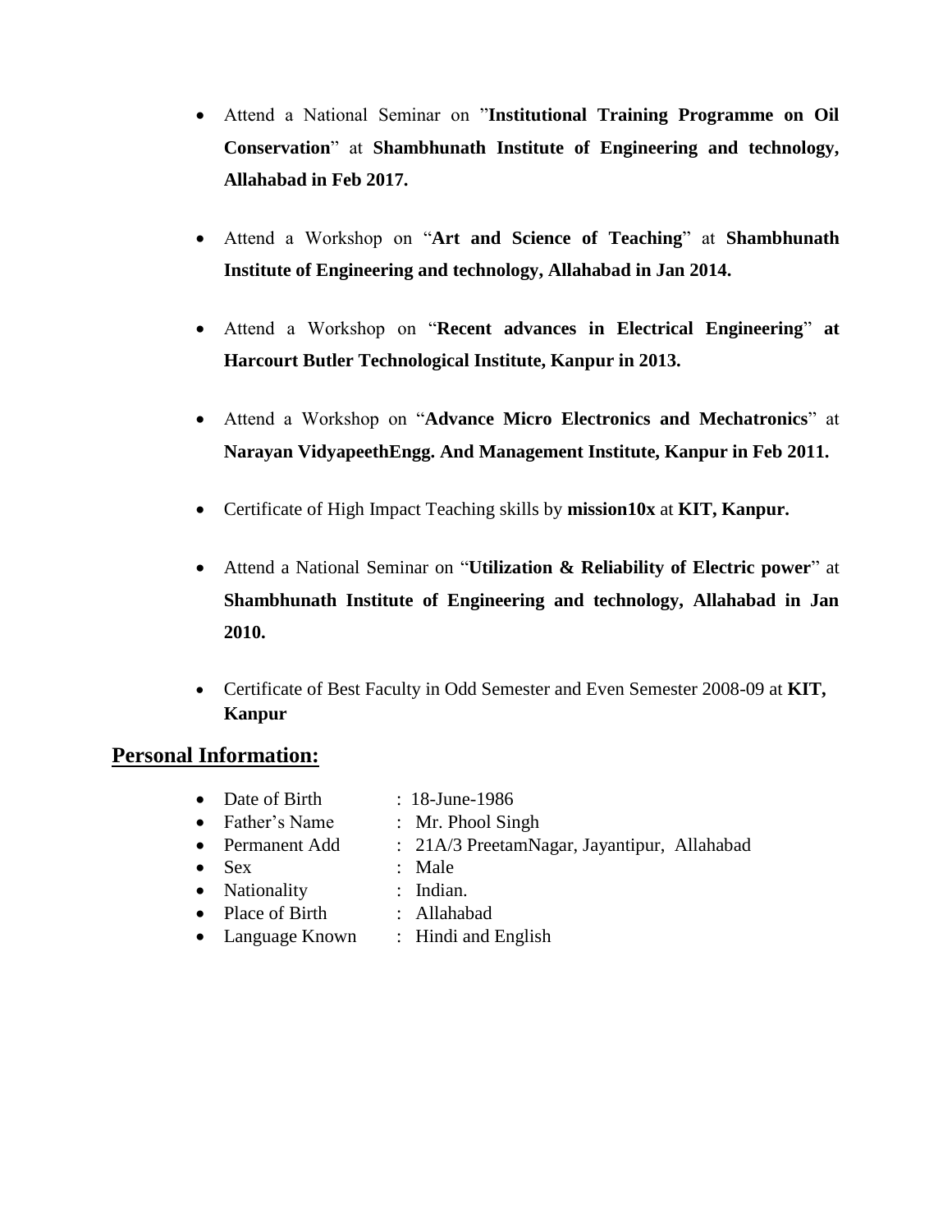- Attend a National Seminar on "**Institutional Training Programme on Oil Conservation**" at **Shambhunath Institute of Engineering and technology, Allahabad in Feb 2017.**

- Attend a Workshop on "**Art and Science of Teaching**" at **Shambhunath Institute of Engineering and technology, Allahabad in Jan 2014.**

- Attend a Workshop on "**Recent advances in Electrical Engineering**" **at Harcourt Butler Technological Institute, Kanpur in 2013.**

- Attend a Workshop on "**Advance Micro Electronics and Mechatronics**" at **Narayan VidyapeethEngg. And Management Institute, Kanpur in Feb 2011.**

- Certificate of High Impact Teaching skills by **mission10x** at **KIT, Kanpur.**

- Attend a National Seminar on "**Utilization & Reliability of Electric power**" at **Shambhunath Institute of Engineering and technology, Allahabad in Jan 2010.**

- Certificate of Best Faculty in Odd Semester and Even Semester 2008-09 at **KIT, Kanpur**

## Personal Information:

- Date of Birth : 18-June-1986
- Father's Name : Mr. Phool Singh
- Permanent Add : 21A/3 PreetamNagar, Jayantipur, Allahabad
- Sex : Male
- Nationality : Indian.
- Place of Birth : Allahabad
- Language Known : Hindi and English